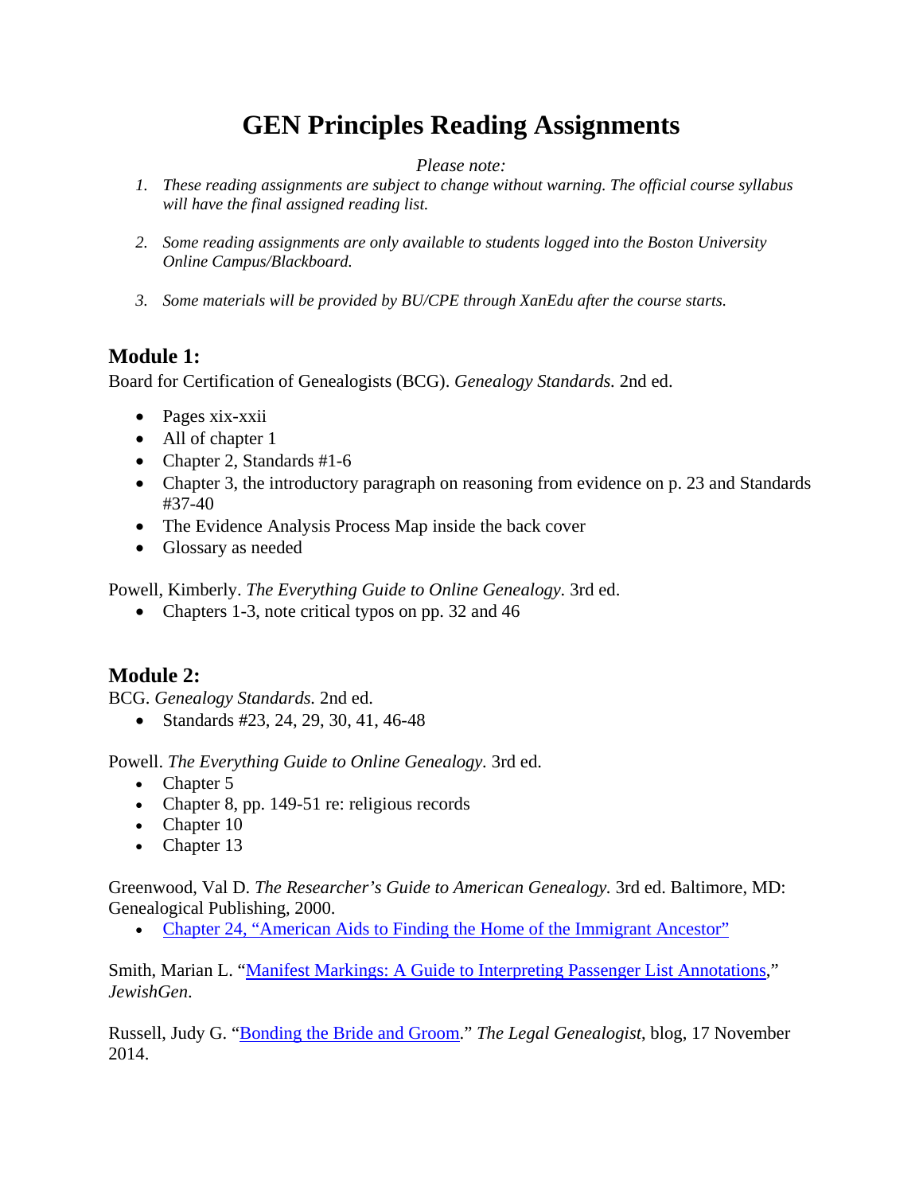# GEN Principles Reading Assignments

*Please note:*

1. *These reading assignments are subject to change without warning. The official course syllabus will have the final assigned reading list.*

2. *Some reading assignments are only available to students logged into the Boston University Online Campus/Blackboard.*

3. *Some materials will be provided by BU/CPE through XanEdu after the course starts.*

## Module 1:

Board for Certification of Genealogists (BCG). *Genealogy Standards.* 2nd ed.

- Pages xix-xxii
- All of chapter 1
- Chapter 2, Standards #1-6
- Chapter 3, the introductory paragraph on reasoning from evidence on p. 23 and Standards #37-40
- The Evidence Analysis Process Map inside the back cover
- Glossary as needed

Powell, Kimberly. *The Everything Guide to Online Genealogy.* 3rd ed.

- Chapters 1-3, note critical typos on pp. 32 and 46

## Module 2:

BCG. *Genealogy Standards.* 2nd ed.

- Standards #23, 24, 29, 30, 41, 46-48

Powell. *The Everything Guide to Online Genealogy.* 3rd ed.

- Chapter 5
- Chapter 8, pp. 149-51 re: religious records
- Chapter 10
- Chapter 13

Greenwood, Val D. *The Researcher's Guide to American Genealogy.* 3rd ed. Baltimore, MD: Genealogical Publishing, 2000.

- Chapter 24, "American Aids to Finding the Home of the Immigrant Ancestor"

Smith, Marian L. "Manifest Markings: A Guide to Interpreting Passenger List Annotations," *JewishGen*.

Russell, Judy G. "Bonding the Bride and Groom." *The Legal Genealogist*, blog, 17 November 2014.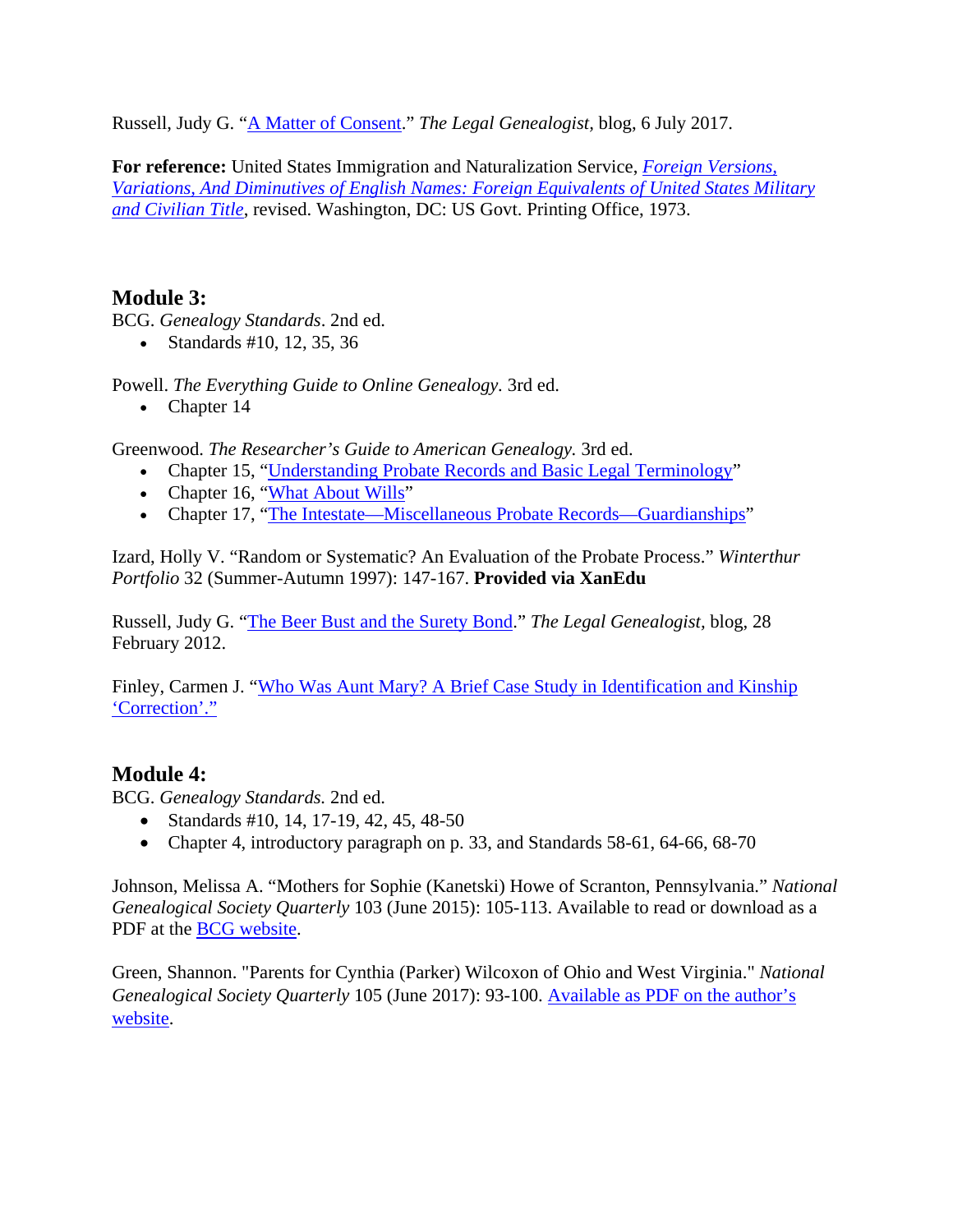Russell, Judy G. "A Matter of Consent." *The Legal Genealogist,* blog, 6 July 2017.

**For reference:** United States Immigration and Naturalization Service, *Foreign Versions, Variations, And Diminutives of English Names: Foreign Equivalents of United States Military and Civilian Title*, revised. Washington, DC: US Govt. Printing Office, 1973.

## Module 3:

BCG. *Genealogy Standards*. 2nd ed.

- Standards #10, 12, 35, 36

Powell. *The Everything Guide to Online Genealogy.* 3rd ed.

- Chapter 14

Greenwood. *The Researcher's Guide to American Genealogy.* 3rd ed.

- Chapter 15, "Understanding Probate Records and Basic Legal Terminology"
- Chapter 16, "What About Wills"
- Chapter 17, "The Intestate—Miscellaneous Probate Records—Guardianships"

Izard, Holly V. "Random or Systematic? An Evaluation of the Probate Process." *Winterthur Portfolio* 32 (Summer-Autumn 1997): 147-167. **Provided via XanEdu**

Russell, Judy G. "The Beer Bust and the Surety Bond." *The Legal Genealogist,* blog, 28 February 2012.

Finley, Carmen J. "Who Was Aunt Mary? A Brief Case Study in Identification and Kinship 'Correction'."

## Module 4:

BCG. *Genealogy Standards.* 2nd ed.

- Standards #10, 14, 17-19, 42, 45, 48-50
- Chapter 4, introductory paragraph on p. 33, and Standards 58-61, 64-66, 68-70

Johnson, Melissa A. "Mothers for Sophie (Kanetski) Howe of Scranton, Pennsylvania." *National Genealogical Society Quarterly* 103 (June 2015): 105-113. Available to read or download as a PDF at the BCG website.

Green, Shannon. "Parents for Cynthia (Parker) Wilcoxon of Ohio and West Virginia." *National Genealogical Society Quarterly* 105 (June 2017): 93-100. Available as PDF on the author's website.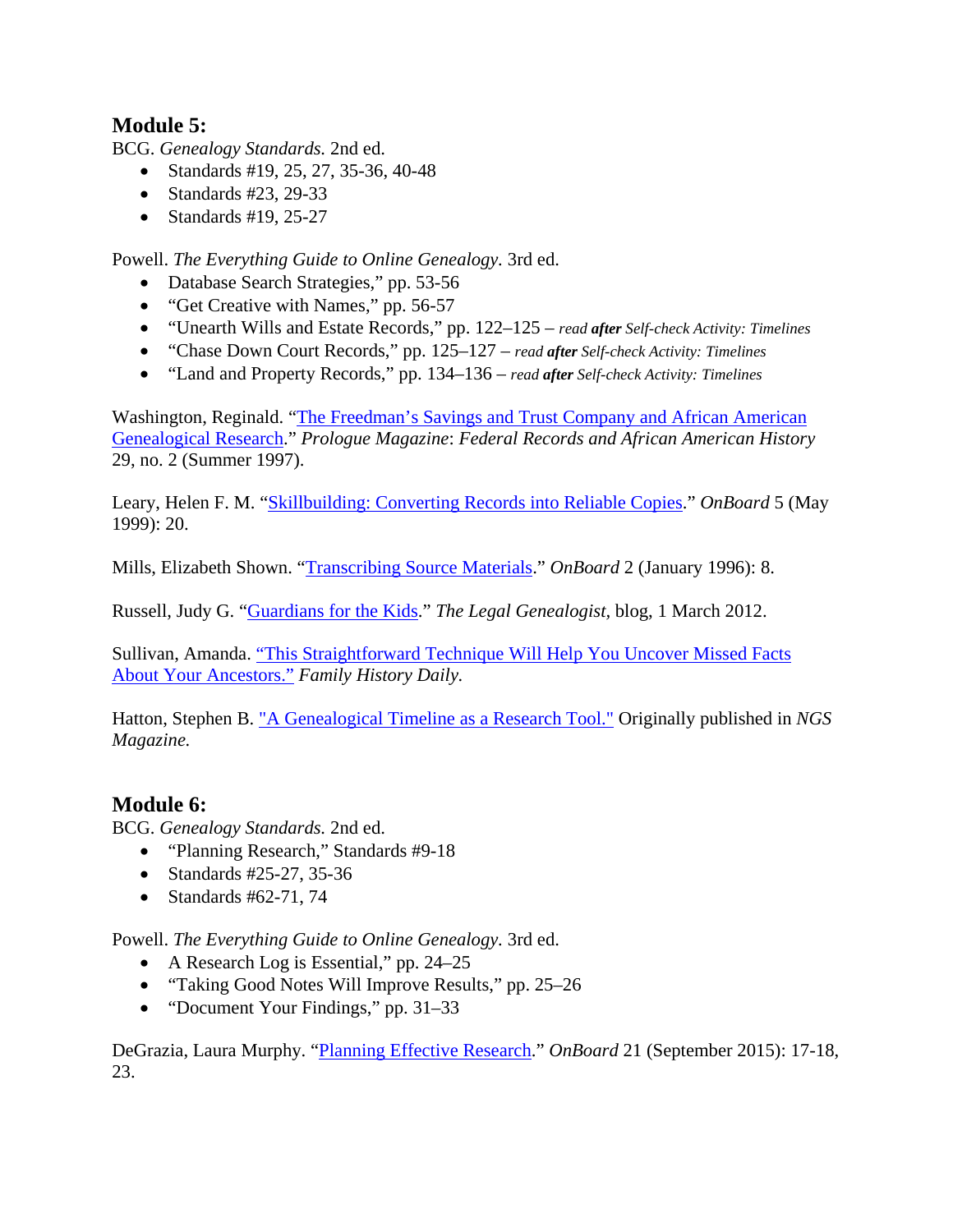## Module 5:

BCG. *Genealogy Standards.* 2nd ed.

- Standards #19, 25, 27, 35-36, 40-48
- Standards #23, 29-33
- Standards #19, 25-27

Powell. *The Everything Guide to Online Genealogy.* 3rd ed.

- Database Search Strategies," pp. 53-56
- "Get Creative with Names," pp. 56-57
- "Unearth Wills and Estate Records," pp. 122–125 – *read **after** Self-check Activity: Timelines*
- "Chase Down Court Records," pp. 125–127 – *read **after** Self-check Activity: Timelines*
- "Land and Property Records," pp. 134–136 – *read **after** Self-check Activity: Timelines*

Washington, Reginald. "The Freedman's Savings and Trust Company and African American Genealogical Research." *Prologue Magazine*: *Federal Records and African American History* 29, no. 2 (Summer 1997).

Leary, Helen F. M. "Skillbuilding: Converting Records into Reliable Copies." *OnBoard* 5 (May 1999): 20.

Mills, Elizabeth Shown. "Transcribing Source Materials." *OnBoard* 2 (January 1996): 8.

Russell, Judy G. "Guardians for the Kids." *The Legal Genealogist*, blog, 1 March 2012.

Sullivan, Amanda. "This Straightforward Technique Will Help You Uncover Missed Facts About Your Ancestors." *Family History Daily.*

Hatton, Stephen B. "A Genealogical Timeline as a Research Tool." Originally published in *NGS Magazine.*

## Module 6:

BCG. *Genealogy Standards.* 2nd ed.

- "Planning Research," Standards #9-18
- Standards #25-27, 35-36
- Standards #62-71, 74

Powell. *The Everything Guide to Online Genealogy.* 3rd ed.

- A Research Log is Essential," pp. 24–25
- "Taking Good Notes Will Improve Results," pp. 25–26
- "Document Your Findings," pp. 31–33

DeGrazia, Laura Murphy. "Planning Effective Research." *OnBoard* 21 (September 2015): 17-18, 23.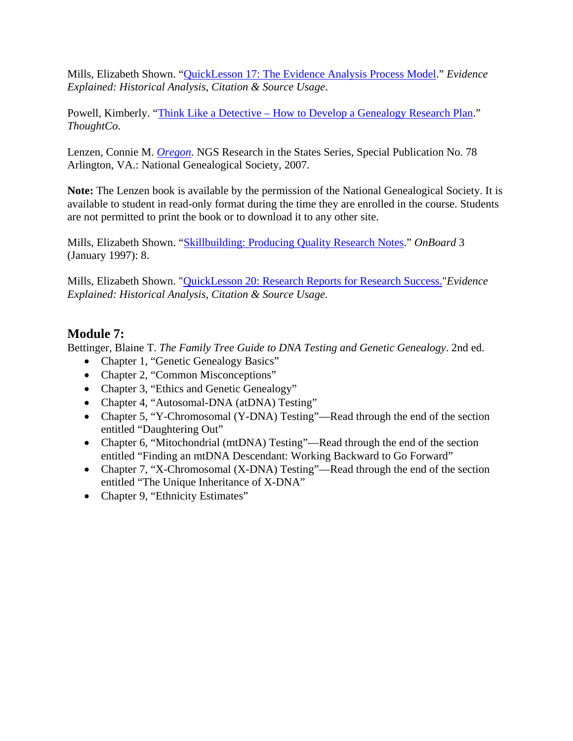Mills, Elizabeth Shown. "QuickLesson 17: The Evidence Analysis Process Model." *Evidence Explained: Historical Analysis, Citation & Source Usage*.

Powell, Kimberly. "Think Like a Detective – How to Develop a Genealogy Research Plan." *ThoughtCo.*

Lenzen, Connie M. *Oregon*. NGS Research in the States Series, Special Publication No. 78 Arlington, VA.: National Genealogical Society, 2007.

**Note:** The Lenzen book is available by the permission of the National Genealogical Society. It is available to student in read-only format during the time they are enrolled in the course. Students are not permitted to print the book or to download it to any other site.

Mills, Elizabeth Shown. "Skillbuilding: Producing Quality Research Notes." *OnBoard* 3 (January 1997): 8.

Mills, Elizabeth Shown. "QuickLesson 20: Research Reports for Research Success."*Evidence Explained: Historical Analysis, Citation & Source Usage.*

## Module 7:

Bettinger, Blaine T. *The Family Tree Guide to DNA Testing and Genetic Genealogy*. 2nd ed.

- Chapter 1, "Genetic Genealogy Basics"
- Chapter 2, "Common Misconceptions"
- Chapter 3, "Ethics and Genetic Genealogy"
- Chapter 4, "Autosomal-DNA (atDNA) Testing"
- Chapter 5, "Y-Chromosomal (Y-DNA) Testing"—Read through the end of the section entitled "Daughtering Out"
- Chapter 6, "Mitochondrial (mtDNA) Testing"—Read through the end of the section entitled "Finding an mtDNA Descendant: Working Backward to Go Forward"
- Chapter 7, "X-Chromosomal (X-DNA) Testing"—Read through the end of the section entitled "The Unique Inheritance of X-DNA"
- Chapter 9, "Ethnicity Estimates"